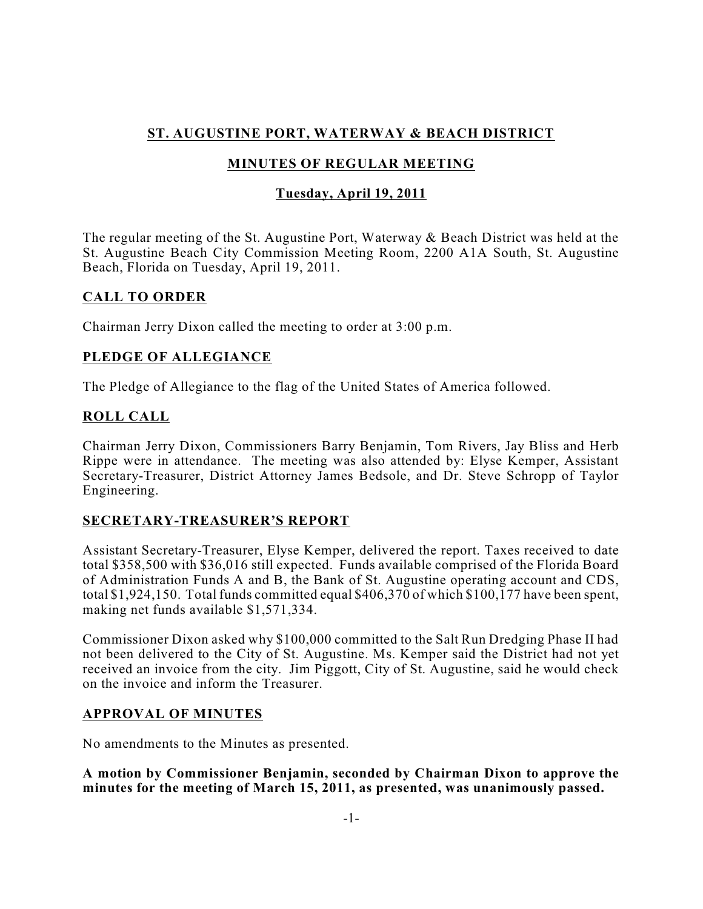# ST. AUGUSTINE PORT, WATERWAY & BEACH DISTRICT

## MINUTES OF REGULAR MEETING

### Tuesday, April 19, 2011

The regular meeting of the St. Augustine Port, Waterway & Beach District was held at the St. Augustine Beach City Commission Meeting Room, 2200 A1A South, St. Augustine Beach, Florida on Tuesday, April 19, 2011.

## CALL TO ORDER

Chairman Jerry Dixon called the meeting to order at 3:00 p.m.

## PLEDGE OF ALLEGIANCE

The Pledge of Allegiance to the flag of the United States of America followed.

## ROLL CALL

Chairman Jerry Dixon, Commissioners Barry Benjamin, Tom Rivers, Jay Bliss and Herb Rippe were in attendance. The meeting was also attended by: Elyse Kemper, Assistant Secretary-Treasurer, District Attorney James Bedsole, and Dr. Steve Schropp of Taylor Engineering.

## SECRETARY-TREASURER'S REPORT

Assistant Secretary-Treasurer, Elyse Kemper, delivered the report. Taxes received to date total $358,500 with $36,016 still expected. Funds available comprised of the Florida Board of Administration Funds A and B, the Bank of St. Augustine operating account and CDS, total $1,924,150. Total funds committed equal $406,370 of which $100,177 have been spent, making net funds available $1,571,334.

Commissioner Dixon asked why $100,000 committed to the Salt Run Dredging Phase II had not been delivered to the City of St. Augustine. Ms. Kemper said the District had not yet received an invoice from the city. Jim Piggott, City of St. Augustine, said he would check on the invoice and inform the Treasurer.

## APPROVAL OF MINUTES

No amendments to the Minutes as presented.

**A motion by Commissioner Benjamin, seconded by Chairman Dixon to approve the minutes for the meeting of March 15, 2011, as presented, was unanimously passed.**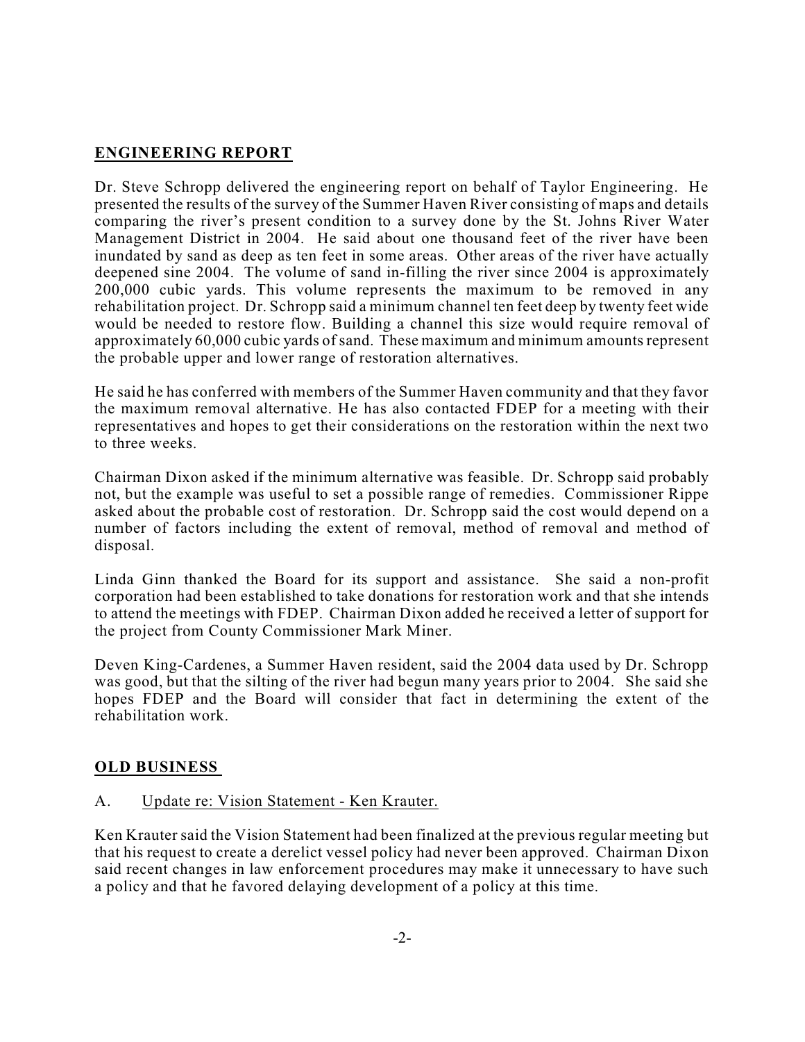## ENGINEERING REPORT

Dr. Steve Schropp delivered the engineering report on behalf of Taylor Engineering. He presented the results of the survey of the Summer Haven River consisting of maps and details comparing the river's present condition to a survey done by the St. Johns River Water Management District in 2004. He said about one thousand feet of the river have been inundated by sand as deep as ten feet in some areas. Other areas of the river have actually deepened sine 2004. The volume of sand in-filling the river since 2004 is approximately 200,000 cubic yards. This volume represents the maximum to be removed in any rehabilitation project. Dr. Schropp said a minimum channel ten feet deep by twenty feet wide would be needed to restore flow. Building a channel this size would require removal of approximately 60,000 cubic yards of sand. These maximum and minimum amounts represent the probable upper and lower range of restoration alternatives.

He said he has conferred with members of the Summer Haven community and that they favor the maximum removal alternative. He has also contacted FDEP for a meeting with their representatives and hopes to get their considerations on the restoration within the next two to three weeks.

Chairman Dixon asked if the minimum alternative was feasible. Dr. Schropp said probably not, but the example was useful to set a possible range of remedies. Commissioner Rippe asked about the probable cost of restoration. Dr. Schropp said the cost would depend on a number of factors including the extent of removal, method of removal and method of disposal.

Linda Ginn thanked the Board for its support and assistance. She said a non-profit corporation had been established to take donations for restoration work and that she intends to attend the meetings with FDEP. Chairman Dixon added he received a letter of support for the project from County Commissioner Mark Miner.

Deven King-Cardenes, a Summer Haven resident, said the 2004 data used by Dr. Schropp was good, but that the silting of the river had begun many years prior to 2004. She said she hopes FDEP and the Board will consider that fact in determining the extent of the rehabilitation work.

## OLD BUSINESS

A. Update re: Vision Statement - Ken Krauter.

Ken Krauter said the Vision Statement had been finalized at the previous regular meeting but that his request to create a derelict vessel policy had never been approved. Chairman Dixon said recent changes in law enforcement procedures may make it unnecessary to have such a policy and that he favored delaying development of a policy at this time.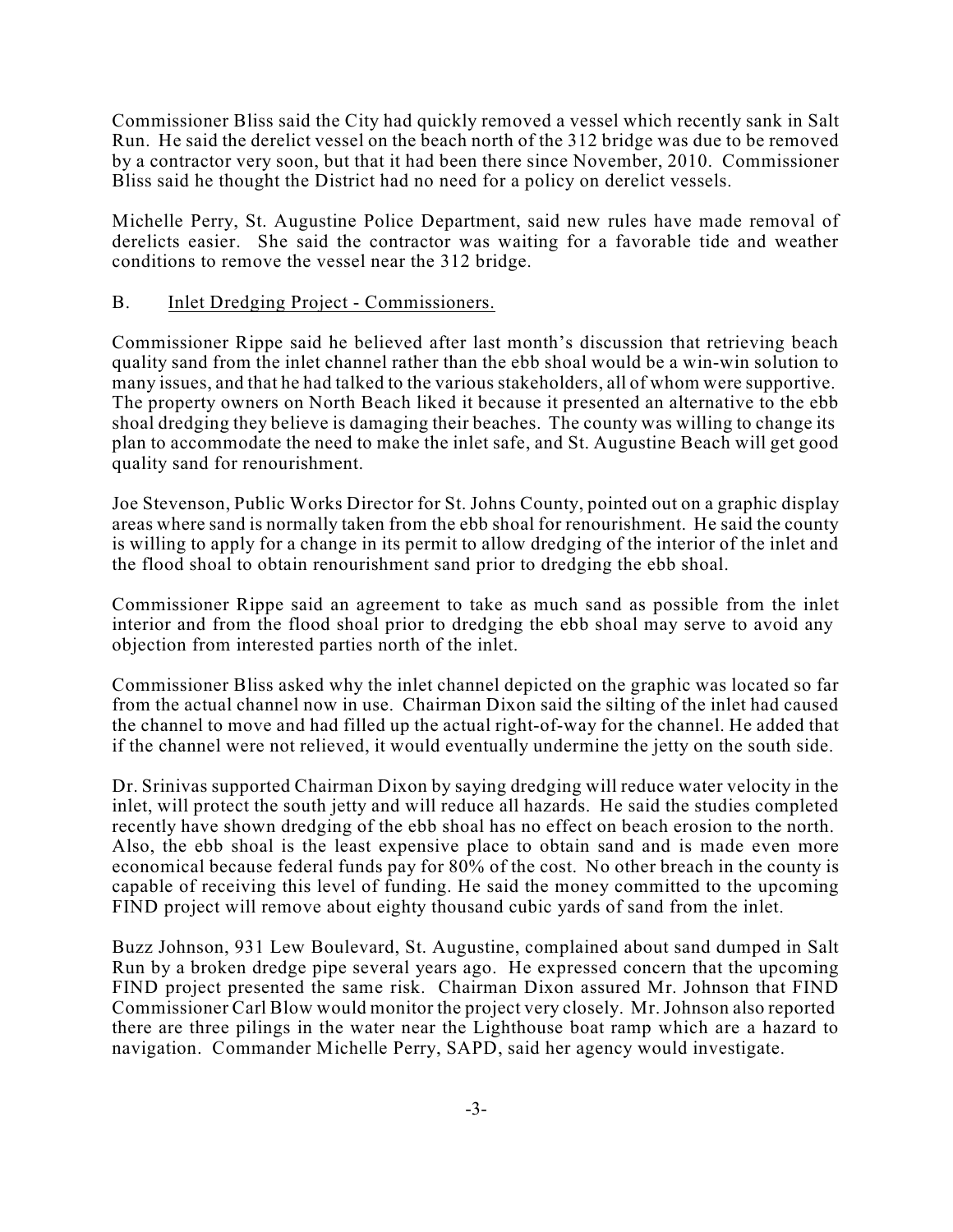Commissioner Bliss said the City had quickly removed a vessel which recently sank in Salt Run. He said the derelict vessel on the beach north of the 312 bridge was due to be removed by a contractor very soon, but that it had been there since November, 2010. Commissioner Bliss said he thought the District had no need for a policy on derelict vessels.

Michelle Perry, St. Augustine Police Department, said new rules have made removal of derelicts easier. She said the contractor was waiting for a favorable tide and weather conditions to remove the vessel near the 312 bridge.

B. Inlet Dredging Project - Commissioners.

Commissioner Rippe said he believed after last month's discussion that retrieving beach quality sand from the inlet channel rather than the ebb shoal would be a win-win solution to many issues, and that he had talked to the various stakeholders, all of whom were supportive. The property owners on North Beach liked it because it presented an alternative to the ebb shoal dredging they believe is damaging their beaches. The county was willing to change its plan to accommodate the need to make the inlet safe, and St. Augustine Beach will get good quality sand for renourishment.

Joe Stevenson, Public Works Director for St. Johns County, pointed out on a graphic display areas where sand is normally taken from the ebb shoal for renourishment. He said the county is willing to apply for a change in its permit to allow dredging of the interior of the inlet and the flood shoal to obtain renourishment sand prior to dredging the ebb shoal.

Commissioner Rippe said an agreement to take as much sand as possible from the inlet interior and from the flood shoal prior to dredging the ebb shoal may serve to avoid any objection from interested parties north of the inlet.

Commissioner Bliss asked why the inlet channel depicted on the graphic was located so far from the actual channel now in use. Chairman Dixon said the silting of the inlet had caused the channel to move and had filled up the actual right-of-way for the channel. He added that if the channel were not relieved, it would eventually undermine the jetty on the south side.

Dr. Srinivas supported Chairman Dixon by saying dredging will reduce water velocity in the inlet, will protect the south jetty and will reduce all hazards. He said the studies completed recently have shown dredging of the ebb shoal has no effect on beach erosion to the north. Also, the ebb shoal is the least expensive place to obtain sand and is made even more economical because federal funds pay for 80% of the cost. No other breach in the county is capable of receiving this level of funding. He said the money committed to the upcoming FIND project will remove about eighty thousand cubic yards of sand from the inlet.

Buzz Johnson, 931 Lew Boulevard, St. Augustine, complained about sand dumped in Salt Run by a broken dredge pipe several years ago. He expressed concern that the upcoming FIND project presented the same risk. Chairman Dixon assured Mr. Johnson that FIND Commissioner Carl Blow would monitor the project very closely. Mr. Johnson also reported there are three pilings in the water near the Lighthouse boat ramp which are a hazard to navigation. Commander Michelle Perry, SAPD, said her agency would investigate.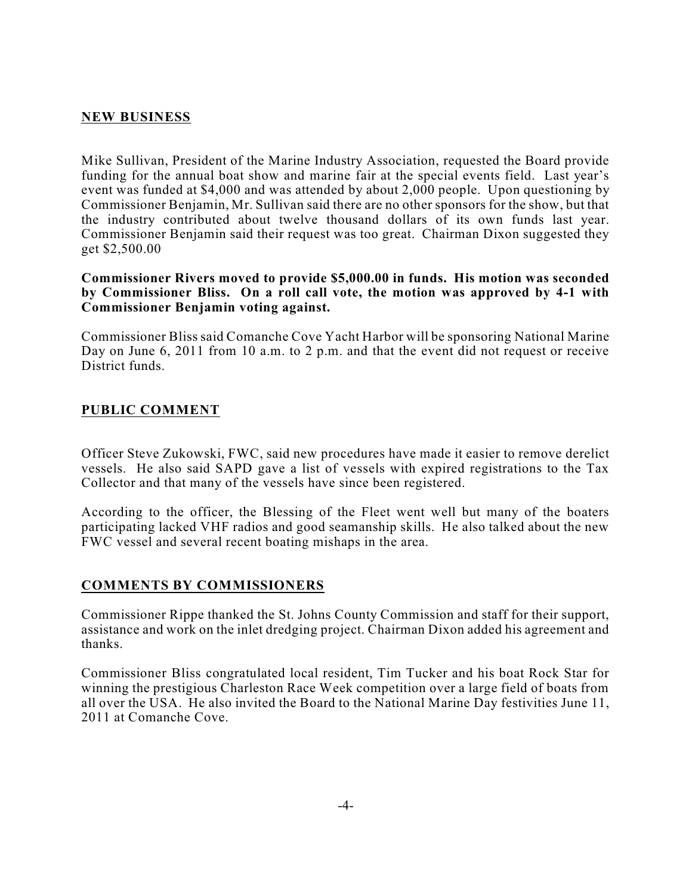**NEW BUSINESS**

Mike Sullivan, President of the Marine Industry Association, requested the Board provide funding for the annual boat show and marine fair at the special events field. Last year's event was funded at $4,000 and was attended by about 2,000 people. Upon questioning by Commissioner Benjamin, Mr. Sullivan said there are no other sponsors for the show, but that the industry contributed about twelve thousand dollars of its own funds last year. Commissioner Benjamin said their request was too great. Chairman Dixon suggested they get $2,500.00

**Commissioner Rivers moved to provide $5,000.00 in funds. His motion was seconded by Commissioner Bliss. On a roll call vote, the motion was approved by 4-1 with Commissioner Benjamin voting against.**

Commissioner Bliss said Comanche Cove Yacht Harbor will be sponsoring National Marine Day on June 6, 2011 from 10 a.m. to 2 p.m. and that the event did not request or receive District funds.

**PUBLIC COMMENT**

Officer Steve Zukowski, FWC, said new procedures have made it easier to remove derelict vessels. He also said SAPD gave a list of vessels with expired registrations to the Tax Collector and that many of the vessels have since been registered.

According to the officer, the Blessing of the Fleet went well but many of the boaters participating lacked VHF radios and good seamanship skills. He also talked about the new FWC vessel and several recent boating mishaps in the area.

**COMMENTS BY COMMISSIONERS**

Commissioner Rippe thanked the St. Johns County Commission and staff for their support, assistance and work on the inlet dredging project. Chairman Dixon added his agreement and thanks.

Commissioner Bliss congratulated local resident, Tim Tucker and his boat Rock Star for winning the prestigious Charleston Race Week competition over a large field of boats from all over the USA. He also invited the Board to the National Marine Day festivities June 11, 2011 at Comanche Cove.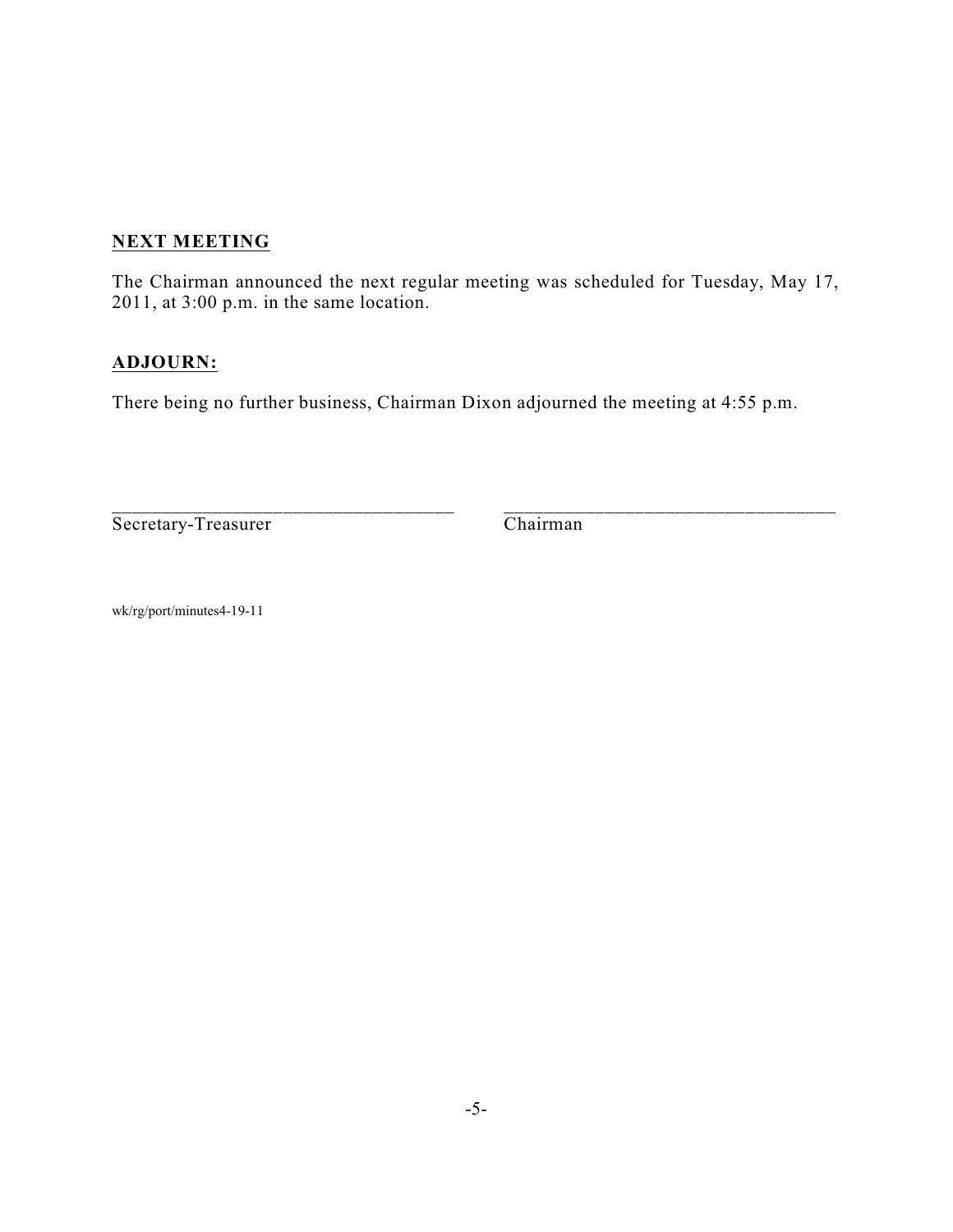**NEXT MEETING**

The Chairman announced the next regular meeting was scheduled for Tuesday, May 17, 2011, at 3:00 p.m. in the same location.

**ADJOURN:**

There being no further business, Chairman Dixon adjourned the meeting at 4:55 p.m.

| | |
|---|---|
| ___________________________________ | ___________________________________ |
| Secretary-Treasurer | Chairman |

wk/rg/port/minutes4-19-11